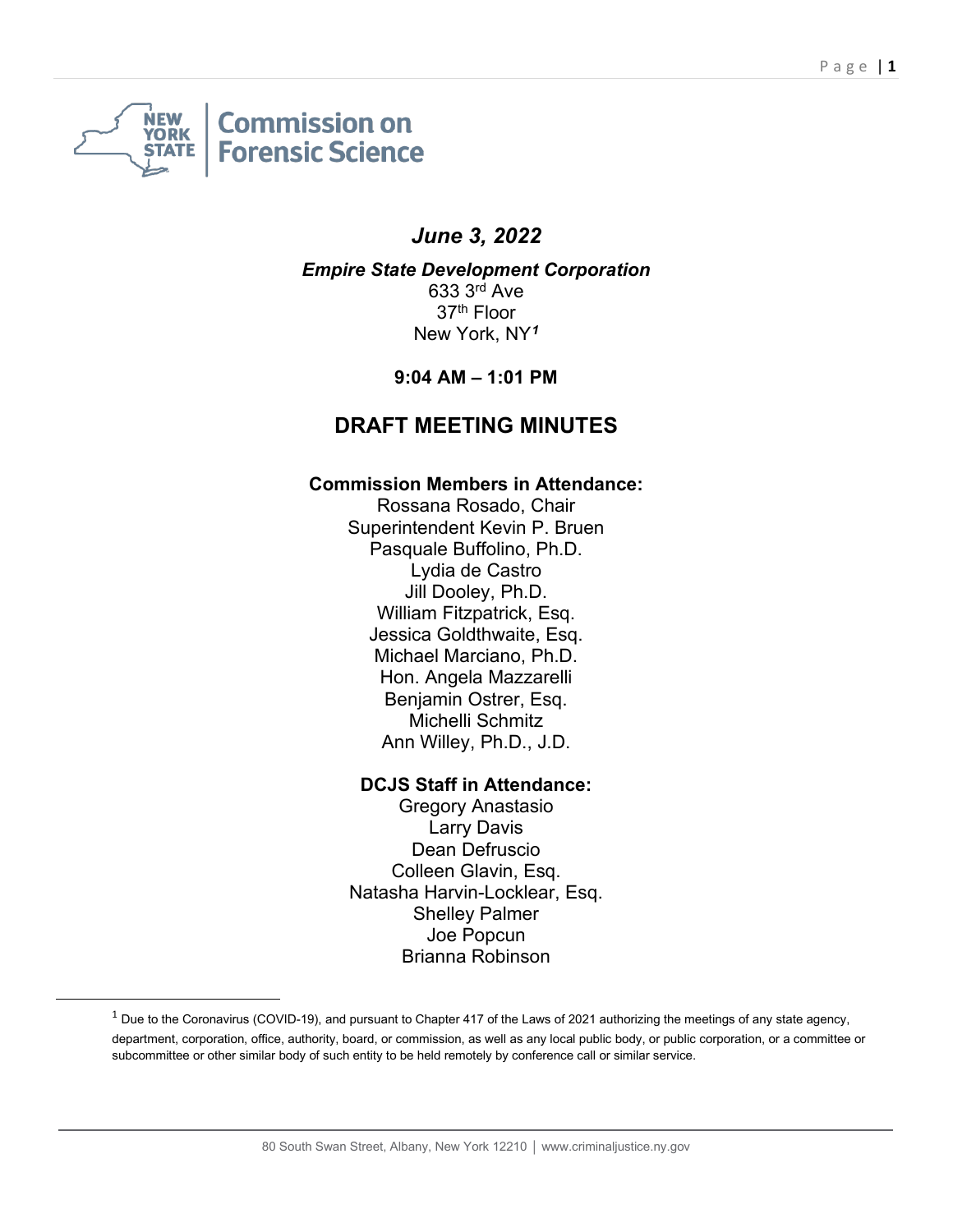New York State | Commission on Forensic Science

## *June 3, 2022*

***Empire State Development Corporation***
633 3rd Ave
37th Floor
New York, NY[1]

**9:04 AM – 1:01 PM**

# DRAFT MEETING MINUTES

### Commission Members in Attendance:

Rossana Rosado, Chair
Superintendent Kevin P. Bruen
Pasquale Buffolino, Ph.D.
Lydia de Castro
Jill Dooley, Ph.D.
William Fitzpatrick, Esq.
Jessica Goldthwaite, Esq.
Michael Marciano, Ph.D.
Hon. Angela Mazzarelli
Benjamin Ostrer, Esq.
Michelli Schmitz
Ann Willey, Ph.D., J.D.

### DCJS Staff in Attendance:

Gregory Anastasio
Larry Davis
Dean Defruscio
Colleen Glavin, Esq.
Natasha Harvin-Locklear, Esq.
Shelley Palmer
Joe Popcun
Brianna Robinson

---

[1] Due to the Coronavirus (COVID-19), and pursuant to Chapter 417 of the Laws of 2021 authorizing the meetings of any state agency, department, corporation, office, authority, board, or commission, as well as any local public body, or public corporation, or a committee or subcommittee or other similar body of such entity to be held remotely by conference call or similar service.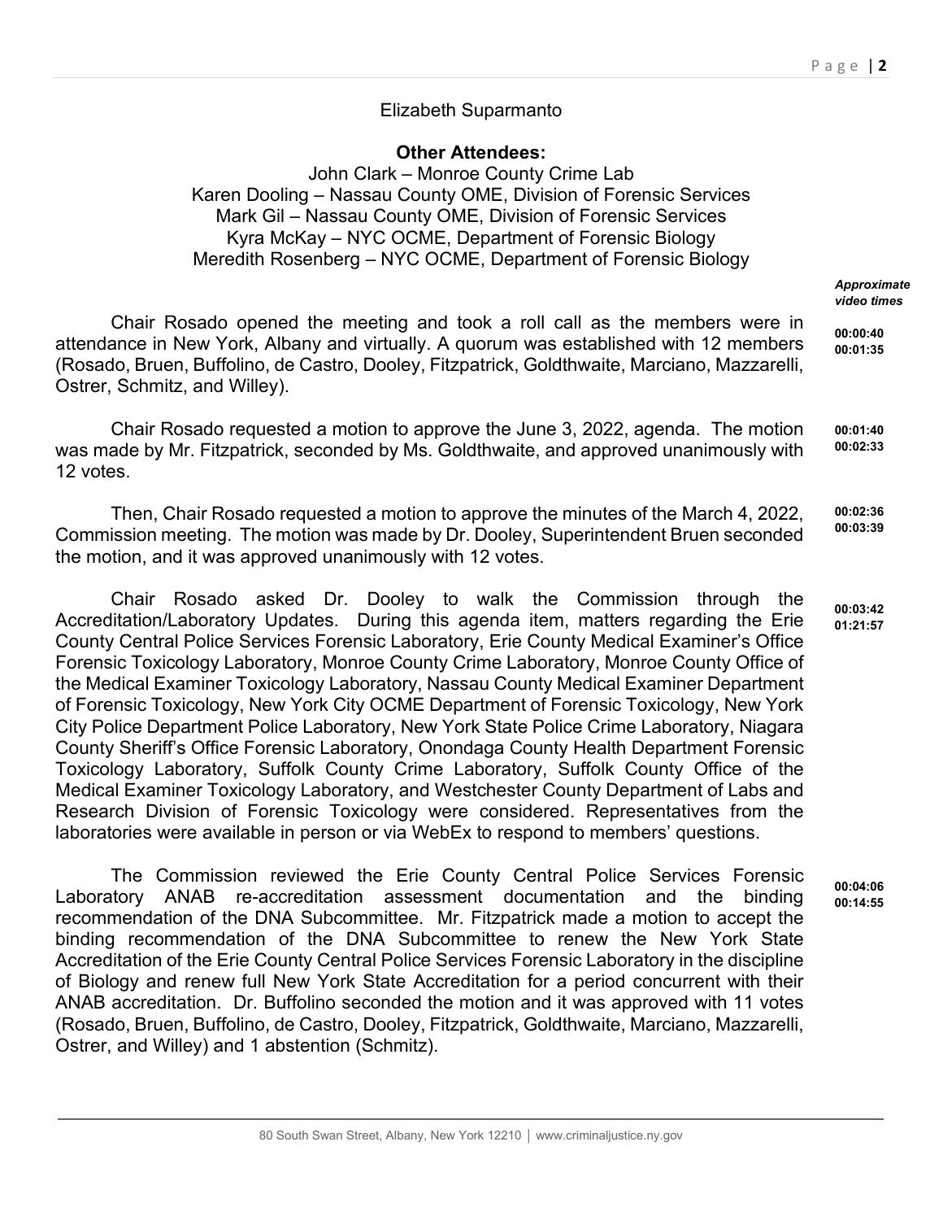Elizabeth Suparmanto

**Other Attendees:**

John Clark – Monroe County Crime Lab
Karen Dooling – Nassau County OME, Division of Forensic Services
Mark Gil – Nassau County OME, Division of Forensic Services
Kyra McKay – NYC OCME, Department of Forensic Biology
Meredith Rosenberg – NYC OCME, Department of Forensic Biology

***Approximate video times***

Chair Rosado opened the meeting and took a roll call as the members were in attendance in New York, Albany and virtually. A quorum was established with 12 members (Rosado, Bruen, Buffolino, de Castro, Dooley, Fitzpatrick, Goldthwaite, Marciano, Mazzarelli, Ostrer, Schmitz, and Willey). **00:00:40 00:01:35**

Chair Rosado requested a motion to approve the June 3, 2022, agenda. The motion was made by Mr. Fitzpatrick, seconded by Ms. Goldthwaite, and approved unanimously with 12 votes. **00:01:40 00:02:33**

Then, Chair Rosado requested a motion to approve the minutes of the March 4, 2022, Commission meeting. The motion was made by Dr. Dooley, Superintendent Bruen seconded the motion, and it was approved unanimously with 12 votes. **00:02:36 00:03:39**

Chair Rosado asked Dr. Dooley to walk the Commission through the Accreditation/Laboratory Updates. During this agenda item, matters regarding the Erie County Central Police Services Forensic Laboratory, Erie County Medical Examiner's Office Forensic Toxicology Laboratory, Monroe County Crime Laboratory, Monroe County Office of the Medical Examiner Toxicology Laboratory, Nassau County Medical Examiner Department of Forensic Toxicology, New York City OCME Department of Forensic Toxicology, New York City Police Department Police Laboratory, New York State Police Crime Laboratory, Niagara County Sheriff's Office Forensic Laboratory, Onondaga County Health Department Forensic Toxicology Laboratory, Suffolk County Crime Laboratory, Suffolk County Office of the Medical Examiner Toxicology Laboratory, and Westchester County Department of Labs and Research Division of Forensic Toxicology were considered. Representatives from the laboratories were available in person or via WebEx to respond to members' questions. **00:03:42 01:21:57**

The Commission reviewed the Erie County Central Police Services Forensic Laboratory ANAB re-accreditation assessment documentation and the binding recommendation of the DNA Subcommittee. Mr. Fitzpatrick made a motion to accept the binding recommendation of the DNA Subcommittee to renew the New York State Accreditation of the Erie County Central Police Services Forensic Laboratory in the discipline of Biology and renew full New York State Accreditation for a period concurrent with their ANAB accreditation. Dr. Buffolino seconded the motion and it was approved with 11 votes (Rosado, Bruen, Buffolino, de Castro, Dooley, Fitzpatrick, Goldthwaite, Marciano, Mazzarelli, Ostrer, and Willey) and 1 abstention (Schmitz). **00:04:06 00:14:55**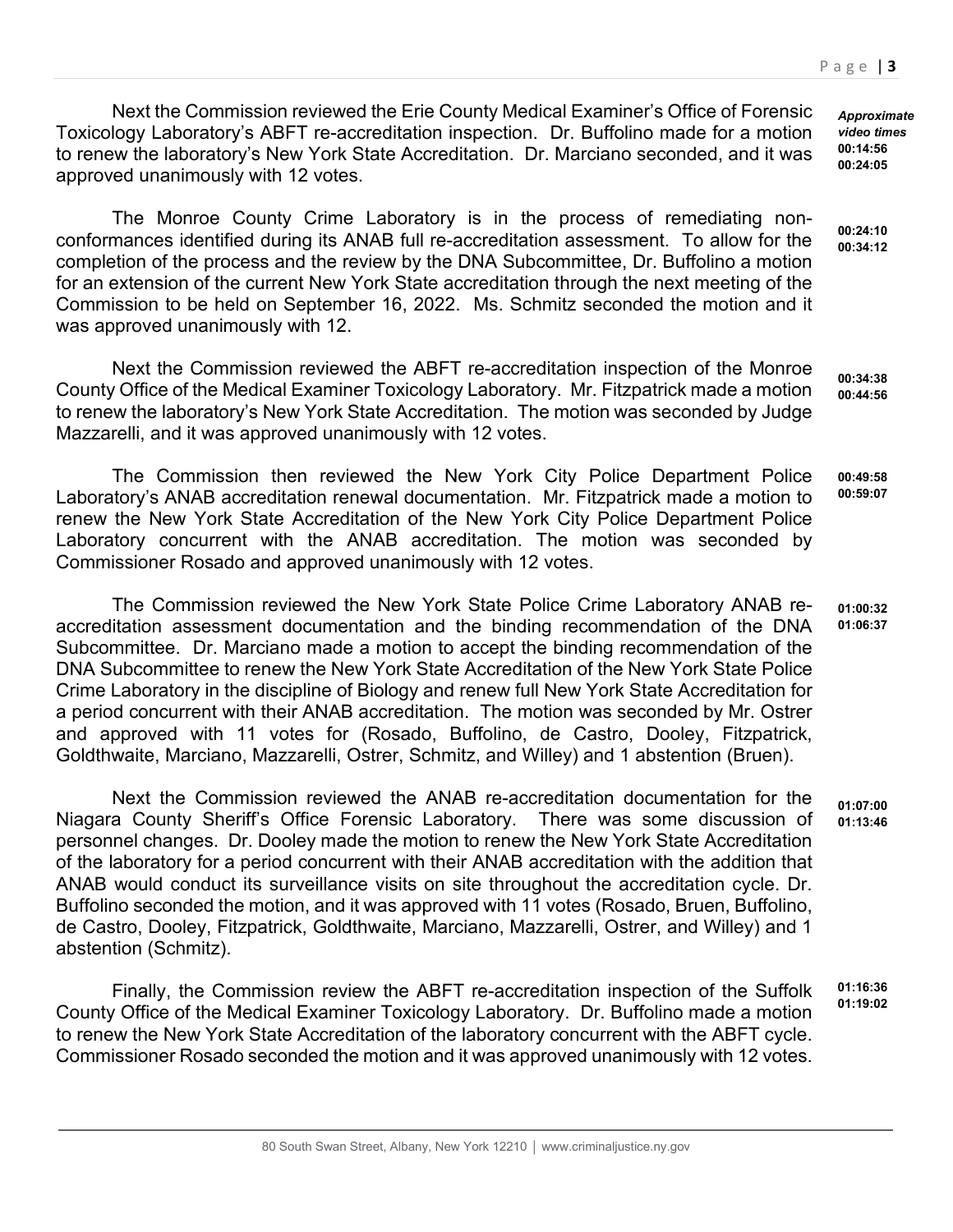*Approximate video times*

Next the Commission reviewed the Erie County Medical Examiner's Office of Forensic Toxicology Laboratory's ABFT re-accreditation inspection. Dr. Buffolino made for a motion to renew the laboratory's New York State Accreditation. Dr. Marciano seconded, and it was approved unanimously with 12 votes.

**00:14:56**
**00:24:05**

The Monroe County Crime Laboratory is in the process of remediating non-conformances identified during its ANAB full re-accreditation assessment. To allow for the completion of the process and the review by the DNA Subcommittee, Dr. Buffolino a motion for an extension of the current New York State accreditation through the next meeting of the Commission to be held on September 16, 2022. Ms. Schmitz seconded the motion and it was approved unanimously with 12.

**00:24:10**
**00:34:12**

Next the Commission reviewed the ABFT re-accreditation inspection of the Monroe County Office of the Medical Examiner Toxicology Laboratory. Mr. Fitzpatrick made a motion to renew the laboratory's New York State Accreditation. The motion was seconded by Judge Mazzarelli, and it was approved unanimously with 12 votes.

**00:34:38**
**00:44:56**

The Commission then reviewed the New York City Police Department Police Laboratory's ANAB accreditation renewal documentation. Mr. Fitzpatrick made a motion to renew the New York State Accreditation of the New York City Police Department Police Laboratory concurrent with the ANAB accreditation. The motion was seconded by Commissioner Rosado and approved unanimously with 12 votes.

**00:49:58**
**00:59:07**

The Commission reviewed the New York State Police Crime Laboratory ANAB re-accreditation assessment documentation and the binding recommendation of the DNA Subcommittee. Dr. Marciano made a motion to accept the binding recommendation of the DNA Subcommittee to renew the New York State Accreditation of the New York State Police Crime Laboratory in the discipline of Biology and renew full New York State Accreditation for a period concurrent with their ANAB accreditation. The motion was seconded by Mr. Ostrer and approved with 11 votes for (Rosado, Buffolino, de Castro, Dooley, Fitzpatrick, Goldthwaite, Marciano, Mazzarelli, Ostrer, Schmitz, and Willey) and 1 abstention (Bruen).

**01:00:32**
**01:06:37**

Next the Commission reviewed the ANAB re-accreditation documentation for the Niagara County Sheriff's Office Forensic Laboratory. There was some discussion of personnel changes. Dr. Dooley made the motion to renew the New York State Accreditation of the laboratory for a period concurrent with their ANAB accreditation with the addition that ANAB would conduct its surveillance visits on site throughout the accreditation cycle. Dr. Buffolino seconded the motion, and it was approved with 11 votes (Rosado, Bruen, Buffolino, de Castro, Dooley, Fitzpatrick, Goldthwaite, Marciano, Mazzarelli, Ostrer, and Willey) and 1 abstention (Schmitz).

**01:07:00**
**01:13:46**

Finally, the Commission review the ABFT re-accreditation inspection of the Suffolk County Office of the Medical Examiner Toxicology Laboratory. Dr. Buffolino made a motion to renew the New York State Accreditation of the laboratory concurrent with the ABFT cycle. Commissioner Rosado seconded the motion and it was approved unanimously with 12 votes.

**01:16:36**
**01:19:02**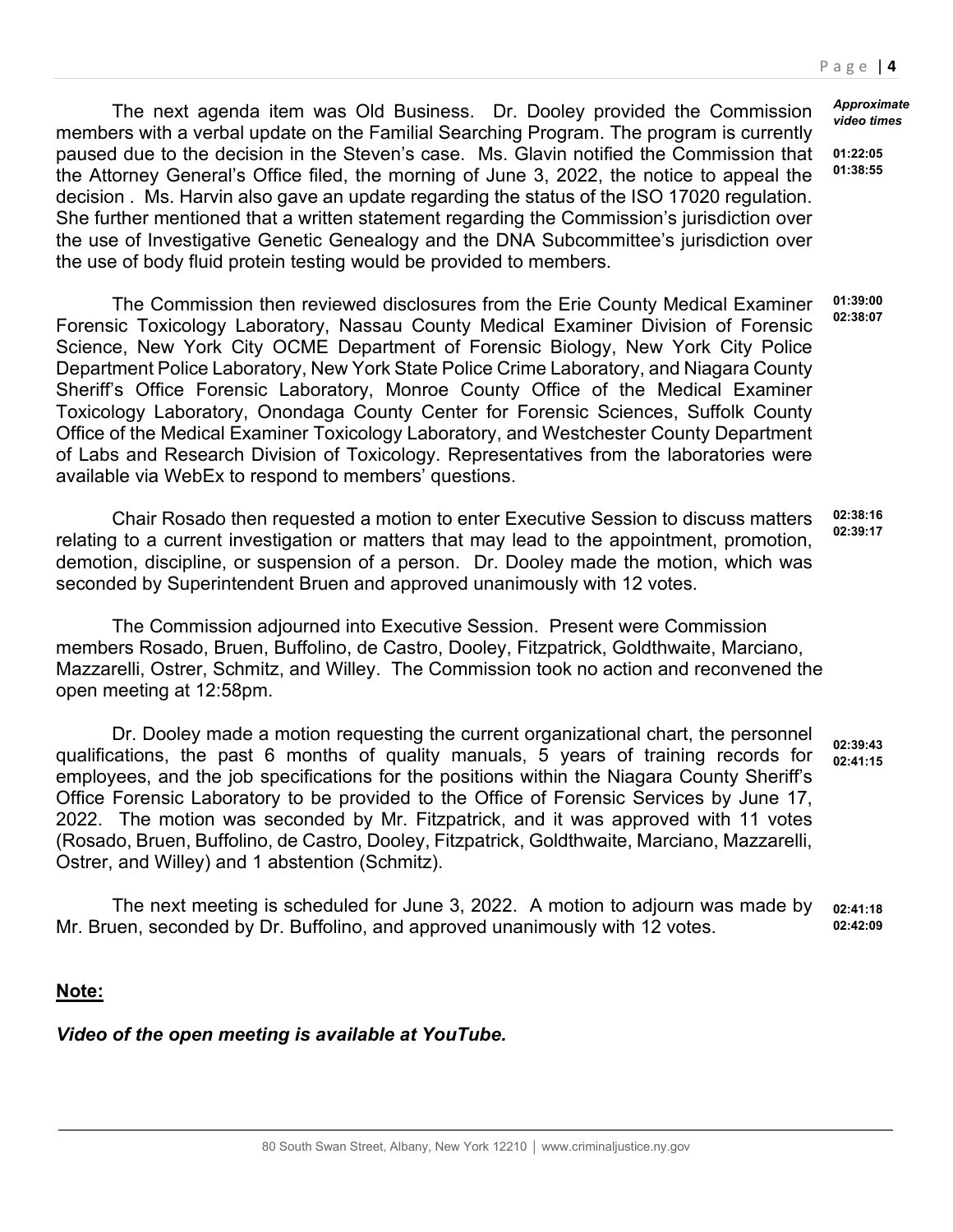The next agenda item was Old Business. Dr. Dooley provided the Commission members with a verbal update on the Familial Searching Program. The program is currently paused due to the decision in the Steven's case. Ms. Glavin notified the Commission that the Attorney General's Office filed, the morning of June 3, 2022, the notice to appeal the decision . Ms. Harvin also gave an update regarding the status of the ISO 17020 regulation. She further mentioned that a written statement regarding the Commission's jurisdiction over the use of Investigative Genetic Genealogy and the DNA Subcommittee's jurisdiction over the use of body fluid protein testing would be provided to members.

***Approximate video times***

**01:22:05**
**01:38:55**

The Commission then reviewed disclosures from the Erie County Medical Examiner Forensic Toxicology Laboratory, Nassau County Medical Examiner Division of Forensic Science, New York City OCME Department of Forensic Biology, New York City Police Department Police Laboratory, New York State Police Crime Laboratory, and Niagara County Sheriff's Office Forensic Laboratory, Monroe County Office of the Medical Examiner Toxicology Laboratory, Onondaga County Center for Forensic Sciences, Suffolk County Office of the Medical Examiner Toxicology Laboratory, and Westchester County Department of Labs and Research Division of Toxicology. Representatives from the laboratories were available via WebEx to respond to members' questions.

**01:39:00**
**02:38:07**

Chair Rosado then requested a motion to enter Executive Session to discuss matters relating to a current investigation or matters that may lead to the appointment, promotion, demotion, discipline, or suspension of a person. Dr. Dooley made the motion, which was seconded by Superintendent Bruen and approved unanimously with 12 votes.

**02:38:16**
**02:39:17**

The Commission adjourned into Executive Session. Present were Commission members Rosado, Bruen, Buffolino, de Castro, Dooley, Fitzpatrick, Goldthwaite, Marciano, Mazzarelli, Ostrer, Schmitz, and Willey. The Commission took no action and reconvened the open meeting at 12:58pm.

Dr. Dooley made a motion requesting the current organizational chart, the personnel qualifications, the past 6 months of quality manuals, 5 years of training records for employees, and the job specifications for the positions within the Niagara County Sheriff's Office Forensic Laboratory to be provided to the Office of Forensic Services by June 17, 2022. The motion was seconded by Mr. Fitzpatrick, and it was approved with 11 votes (Rosado, Bruen, Buffolino, de Castro, Dooley, Fitzpatrick, Goldthwaite, Marciano, Mazzarelli, Ostrer, and Willey) and 1 abstention (Schmitz).

**02:39:43**
**02:41:15**

The next meeting is scheduled for June 3, 2022. A motion to adjourn was made by Mr. Bruen, seconded by Dr. Buffolino, and approved unanimously with 12 votes.

**02:41:18**
**02:42:09**

**Note:**

***Video of the open meeting is available at YouTube.***